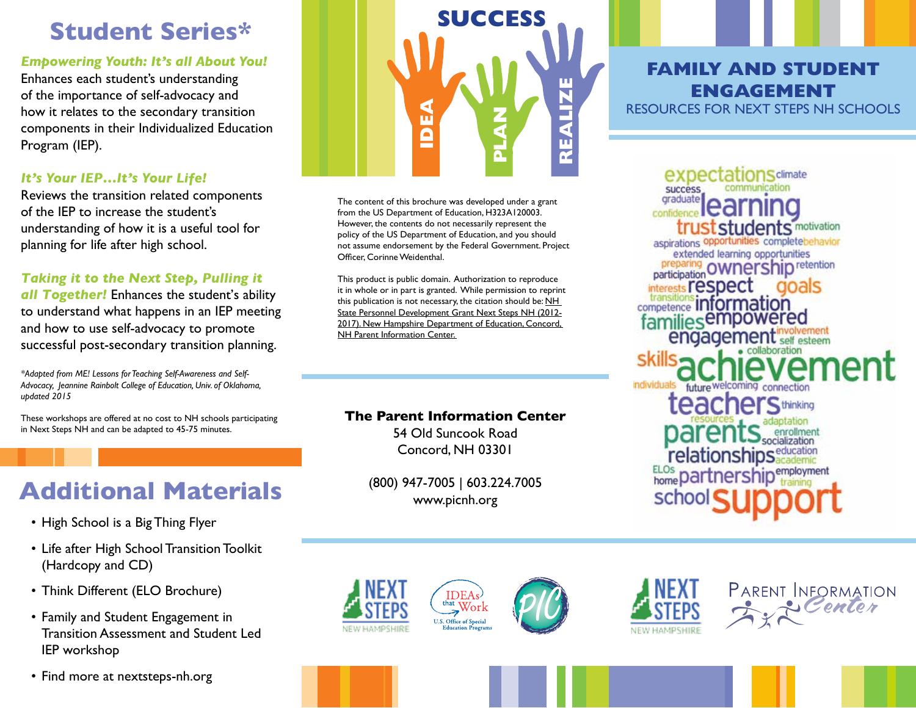# Student Series*

***Empowering Youth: It's all About You!***
Enhances each student's understanding of the importance of self-advocacy and how it relates to the secondary transition components in their Individualized Education Program (IEP).

***It's Your IEP…It's Your Life!***
Reviews the transition related components of the IEP to increase the student's understanding of how it is a useful tool for planning for life after high school.

***Taking it to the Next Step, Pulling it all Together!*** Enhances the student's ability to understand what happens in an IEP meeting and how to use self-advocacy to promote successful post-secondary transition planning.

*\*Adapted from ME! Lessons for Teaching Self-Awareness and Self-Advocacy, Jeannine Rainbolt College of Education, Univ. of Oklahoma, updated 2015*

These workshops are offered at no cost to NH schools participating in Next Steps NH and can be adapted to 45-75 minutes.

# Additional Materials

- High School is a Big Thing Flyer
- Life after High School Transition Toolkit (Hardcopy and CD)
- Think Different (ELO Brochure)
- Family and Student Engagement in Transition Assessment and Student Led IEP workshop
- Find more at nextsteps-nh.org

SUCCESS

IDEA PLAN REALIZE

The content of this brochure was developed under a grant from the US Department of Education, H323A120003. However, the contents do not necessarily represent the policy of the US Department of Education, and you should not assume endorsement by the Federal Government. Project Officer, Corinne Weidenthal.

This product is public domain. Authorization to reproduce it in whole or in part is granted. While permission to reprint this publication is not necessary, the citation should be: NH State Personnel Development Grant Next Steps NH (2012-2017). New Hampshire Department of Education, Concord, NH Parent Information Center.

**The Parent Information Center**
54 Old Suncook Road
Concord, NH 03301

(800) 947-7005 | 603.224.7005
www.picnh.org

# FAMILY AND STUDENT ENGAGEMENT

RESOURCES FOR NEXT STEPS NH SCHOOLS

expectations climate success communication graduate learning confidence trust students motivation aspirations opportunities complete behavior extended learning opportunities preparing participation ownership retention interests respect goals transitions competence information families empowered engagement involvement self esteem collaboration skills achievement individuals future welcoming connection teachers thinking resources adaptation parents enrollment socialization relationships education academic ELOs home partnership employment training school support

NEXT STEPS NEW HAMPSHIRE | IDEAs that Work U.S. Office of Special Education Programs | PIC | NEXT STEPS NEW HAMPSHIRE | Parent Information Center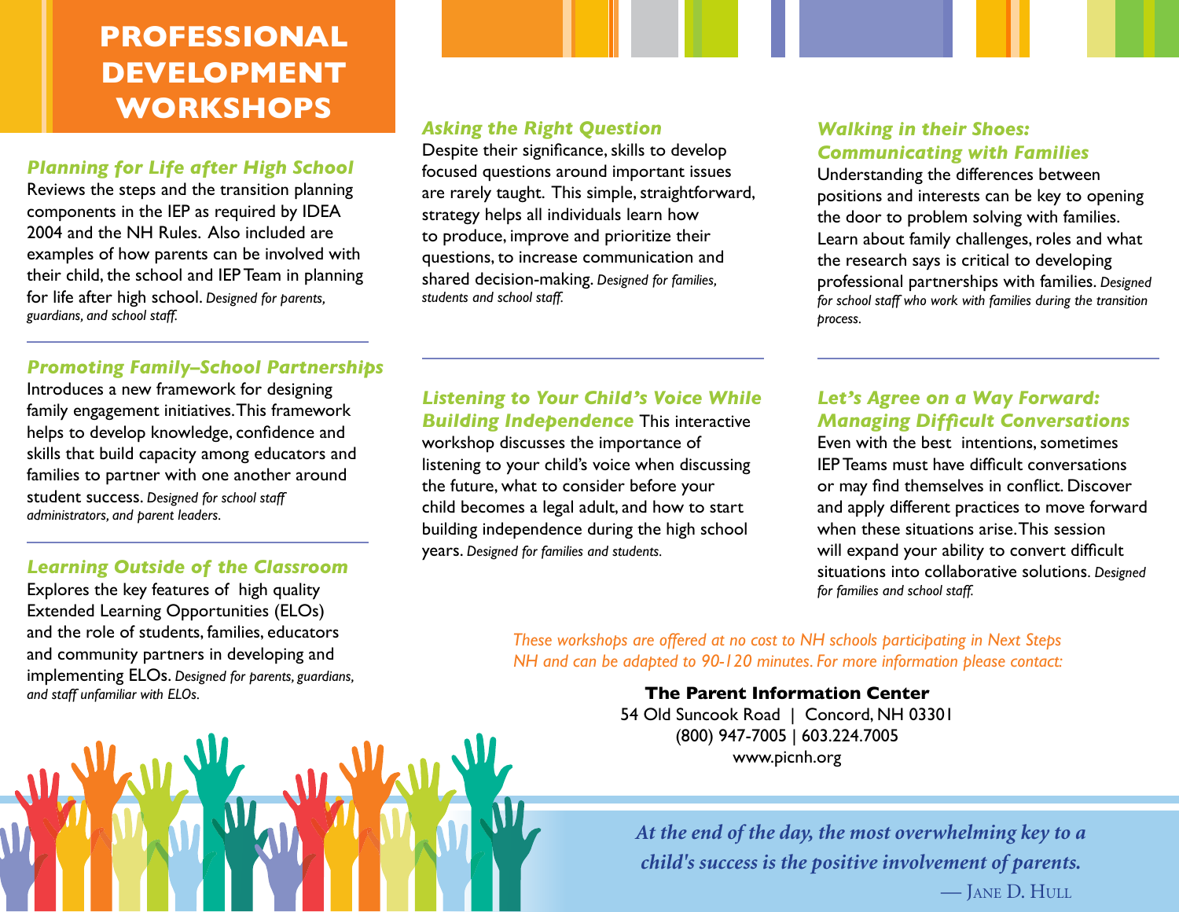# PROFESSIONAL DEVELOPMENT WORKSHOPS

### *Planning for Life after High School*

Reviews the steps and the transition planning components in the IEP as required by IDEA 2004 and the NH Rules. Also included are examples of how parents can be involved with their child, the school and IEP Team in planning for life after high school. *Designed for parents, guardians, and school staff.*

### *Promoting Family–School Partnerships*

Introduces a new framework for designing family engagement initiatives. This framework helps to develop knowledge, confidence and skills that build capacity among educators and families to partner with one another around student success. *Designed for school staff administrators, and parent leaders.*

### *Learning Outside of the Classroom*

Explores the key features of high quality Extended Learning Opportunities (ELOs) and the role of students, families, educators and community partners in developing and implementing ELOs. *Designed for parents, guardians, and staff unfamiliar with ELOs.*

### *Asking the Right Question*

Despite their significance, skills to develop focused questions around important issues are rarely taught. This simple, straightforward, strategy helps all individuals learn how to produce, improve and prioritize their questions, to increase communication and shared decision-making. *Designed for families, students and school staff.*

### *Listening to Your Child's Voice While Building Independence*

This interactive workshop discusses the importance of listening to your child's voice when discussing the future, what to consider before your child becomes a legal adult, and how to start building independence during the high school years. *Designed for families and students.*

### *Walking in their Shoes: Communicating with Families*

Understanding the differences between positions and interests can be key to opening the door to problem solving with families. Learn about family challenges, roles and what the research says is critical to developing professional partnerships with families. *Designed for school staff who work with families during the transition process.*

### *Let's Agree on a Way Forward: Managing Difficult Conversations*

Even with the best intentions, sometimes IEP Teams must have difficult conversations or may find themselves in conflict. Discover and apply different practices to move forward when these situations arise. This session will expand your ability to convert difficult situations into collaborative solutions. *Designed for families and school staff.*

*These workshops are offered at no cost to NH schools participating in Next Steps NH and can be adapted to 90-120 minutes. For more information please contact:*

**The Parent Information Center**
54 Old Suncook Road | Concord, NH 03301
(800) 947-7005 | 603.224.7005
www.picnh.org

*At the end of the day, the most overwhelming key to a child's success is the positive involvement of parents.*
— Jane D. Hull